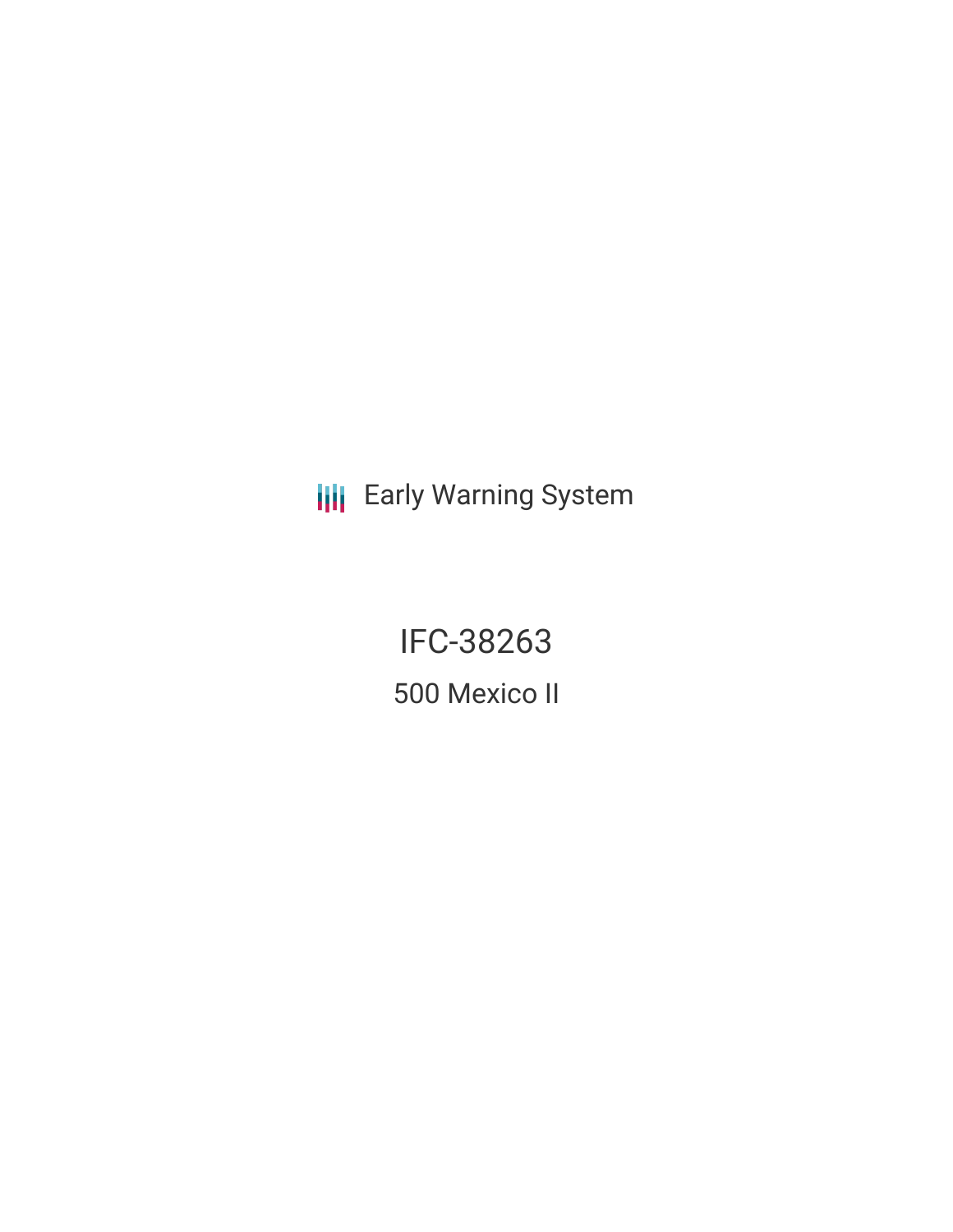Early Warning System

# IFC-38263

## 500 Mexico II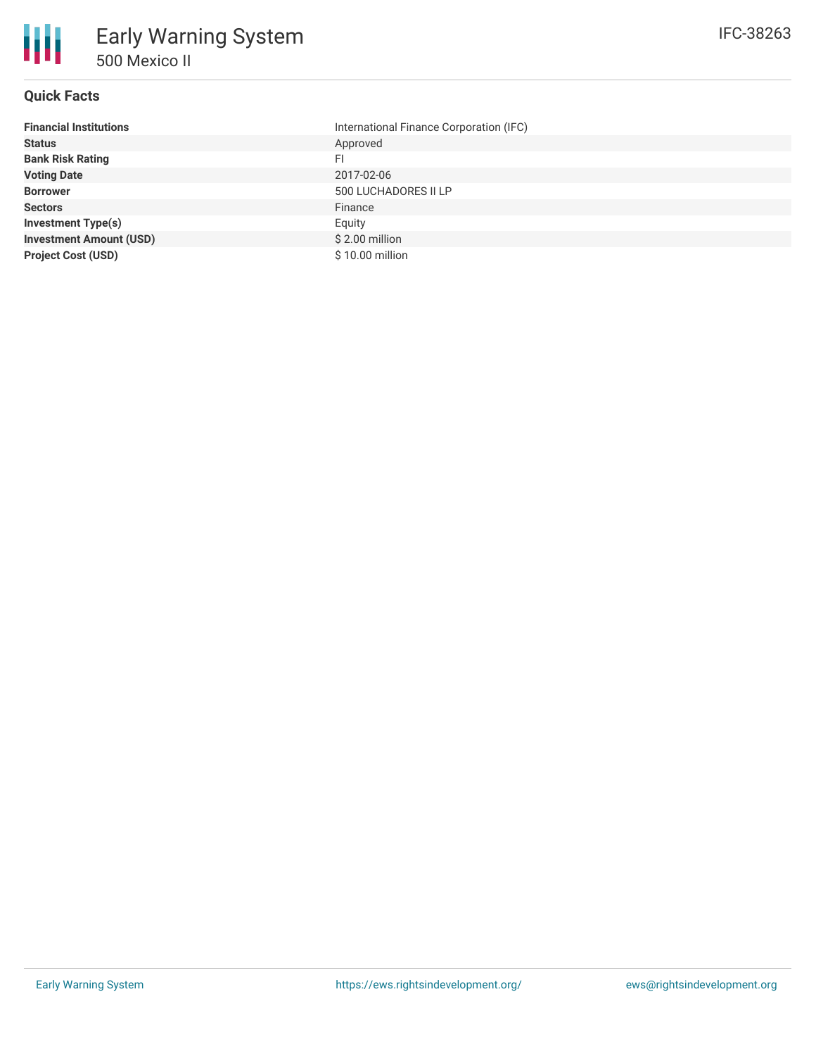# Early Warning System

## 500 Mexico II

IFC-38263

### Quick Facts

| | |
|---|---|
| **Financial Institutions** | International Finance Corporation (IFC) |
| **Status** | Approved |
| **Bank Risk Rating** | FI |
| **Voting Date** | 2017-02-06 |
| **Borrower** | 500 LUCHADORES II LP |
| **Sectors** | Finance |
| **Investment Type(s)** | Equity |
| **Investment Amount (USD)** | $ 2.00 million |
| **Project Cost (USD)** | $ 10.00 million |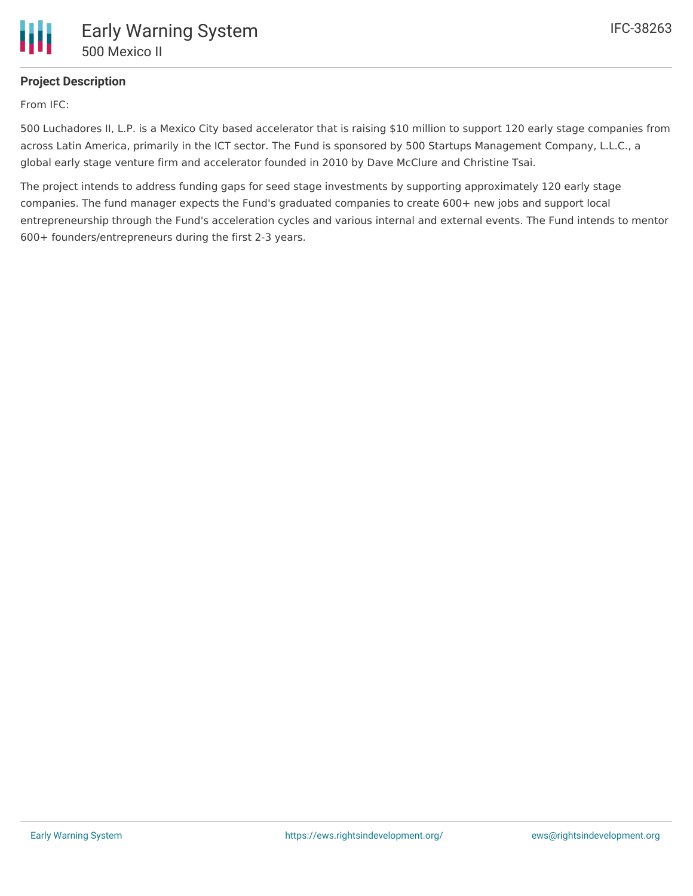## Project Description

From IFC:

500 Luchadores II, L.P. is a Mexico City based accelerator that is raising $10 million to support 120 early stage companies from across Latin America, primarily in the ICT sector. The Fund is sponsored by 500 Startups Management Company, L.L.C., a global early stage venture firm and accelerator founded in 2010 by Dave McClure and Christine Tsai.

The project intends to address funding gaps for seed stage investments by supporting approximately 120 early stage companies. The fund manager expects the Fund's graduated companies to create 600+ new jobs and support local entrepreneurship through the Fund's acceleration cycles and various internal and external events. The Fund intends to mentor 600+ founders/entrepreneurs during the first 2-3 years.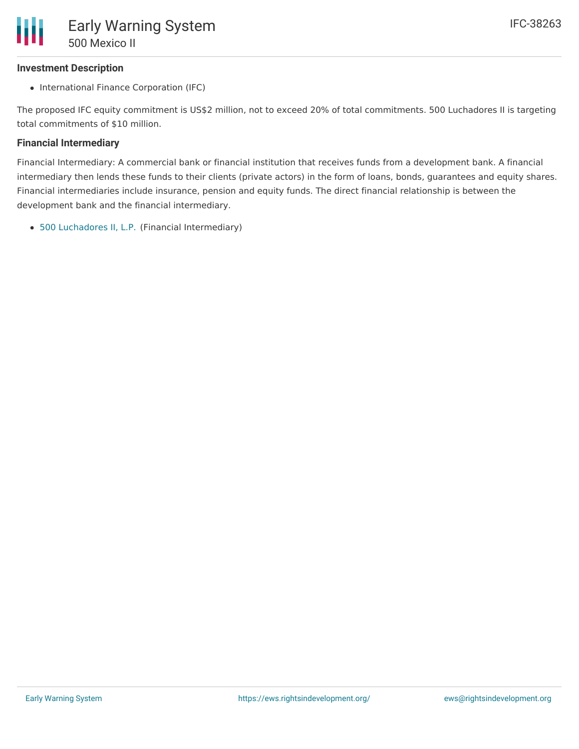### Investment Description

- International Finance Corporation (IFC)

The proposed IFC equity commitment is US$2 million, not to exceed 20% of total commitments. 500 Luchadores II is targeting total commitments of $10 million.

### Financial Intermediary

Financial Intermediary: A commercial bank or financial institution that receives funds from a development bank. A financial intermediary then lends these funds to their clients (private actors) in the form of loans, bonds, guarantees and equity shares. Financial intermediaries include insurance, pension and equity funds. The direct financial relationship is between the development bank and the financial intermediary.

- 500 Luchadores II, L.P. (Financial Intermediary)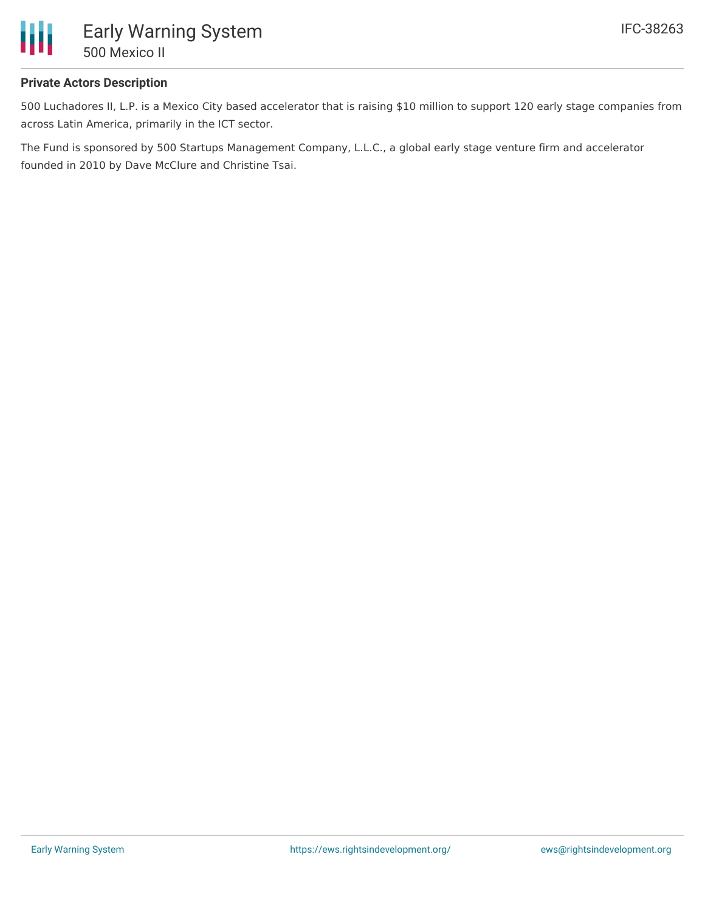### Private Actors Description

500 Luchadores II, L.P. is a Mexico City based accelerator that is raising $10 million to support 120 early stage companies from across Latin America, primarily in the ICT sector.

The Fund is sponsored by 500 Startups Management Company, L.L.C., a global early stage venture firm and accelerator founded in 2010 by Dave McClure and Christine Tsai.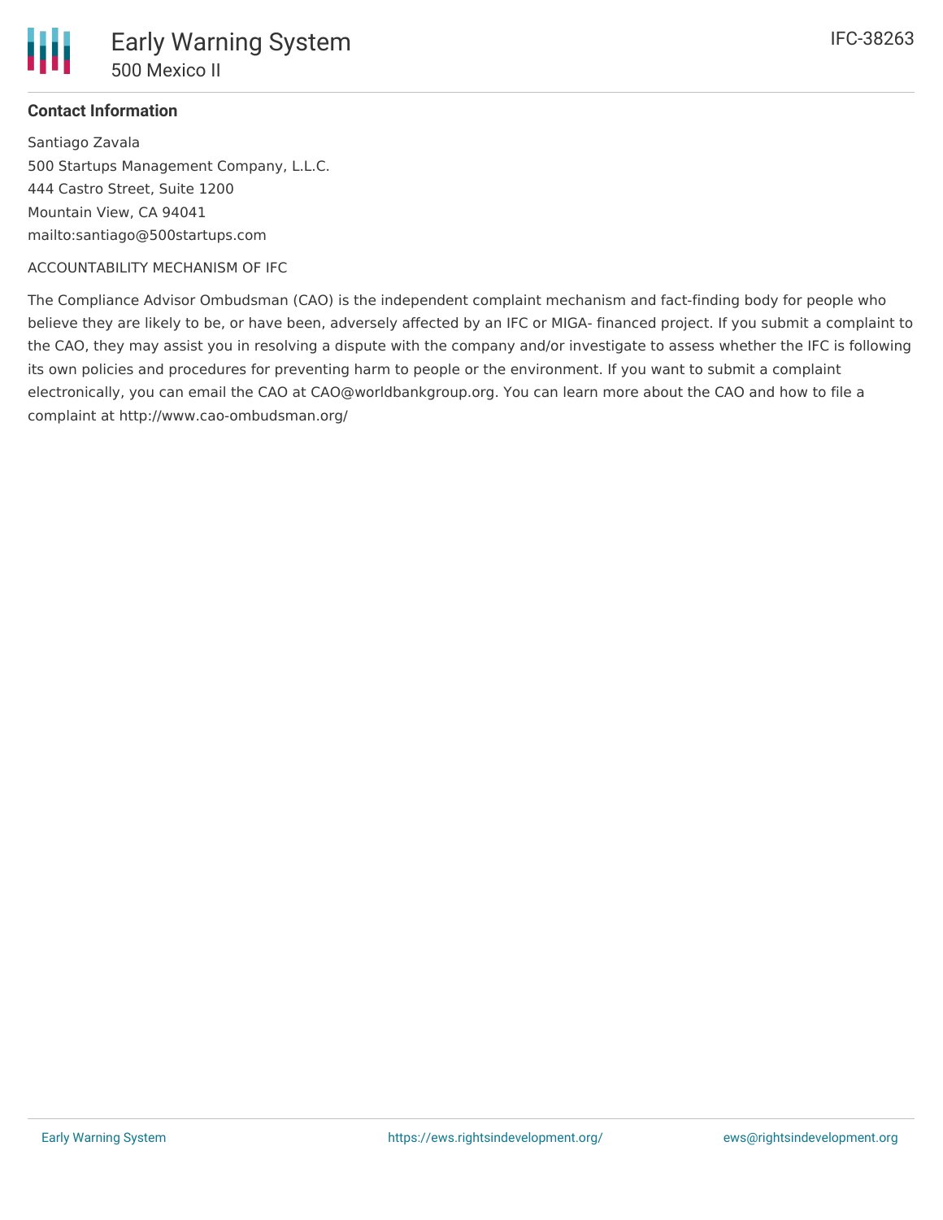**Contact Information**

Santiago Zavala
500 Startups Management Company, L.L.C.
444 Castro Street, Suite 1200
Mountain View, CA 94041
mailto:santiago@500startups.com

ACCOUNTABILITY MECHANISM OF IFC

The Compliance Advisor Ombudsman (CAO) is the independent complaint mechanism and fact-finding body for people who believe they are likely to be, or have been, adversely affected by an IFC or MIGA- financed project. If you submit a complaint to the CAO, they may assist you in resolving a dispute with the company and/or investigate to assess whether the IFC is following its own policies and procedures for preventing harm to people or the environment. If you want to submit a complaint electronically, you can email the CAO at CAO@worldbankgroup.org. You can learn more about the CAO and how to file a complaint at http://www.cao-ombudsman.org/